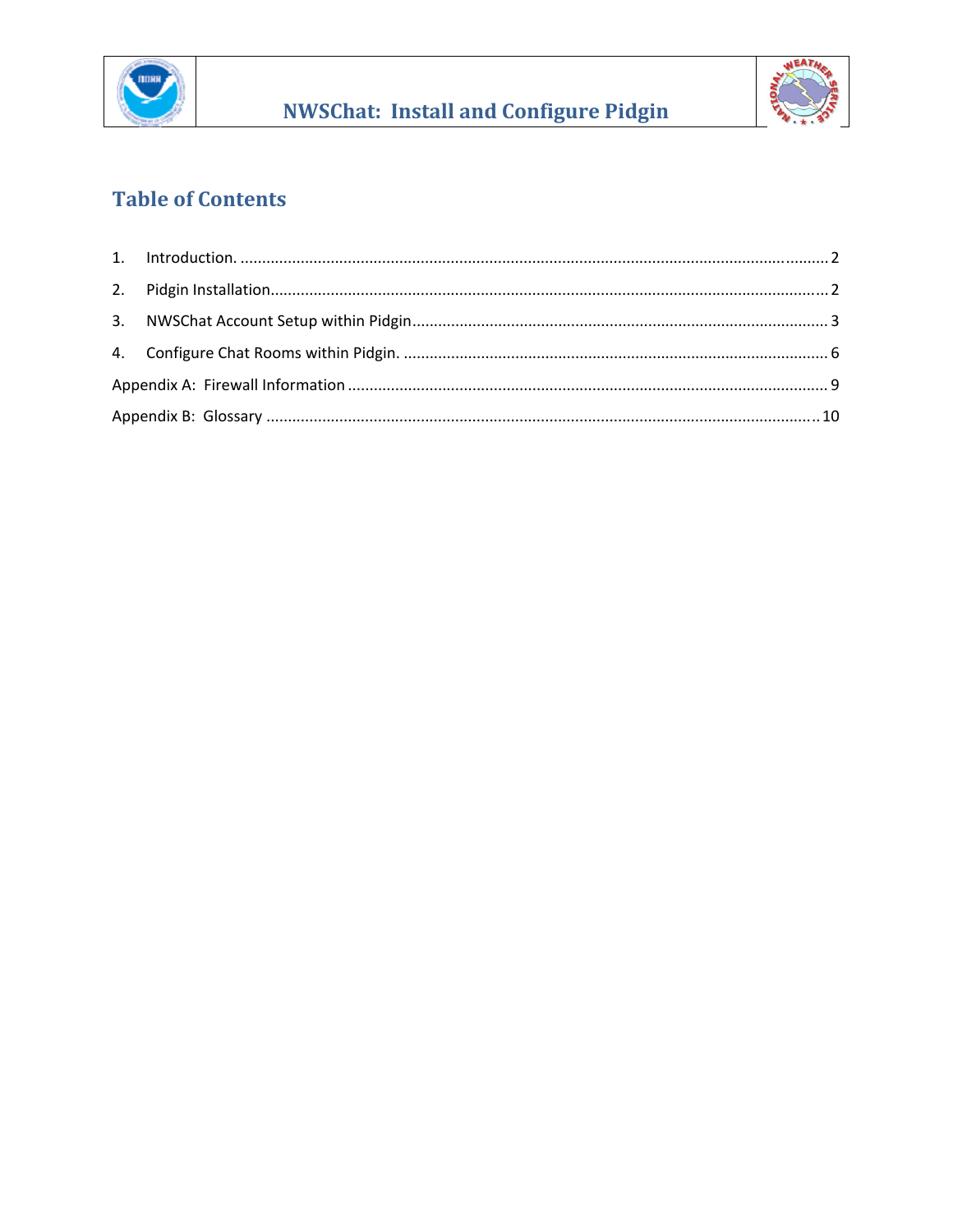# NWSChat: Install and Configure Pidgin

## Table of Contents

1. Introduction. .......... 2
2. Pidgin Installation.......... 2
3. NWSChat Account Setup within Pidgin.......... 3
4. Configure Chat Rooms within Pidgin. .......... 6

Appendix A: Firewall Information .......... 9

Appendix B: Glossary .......... 10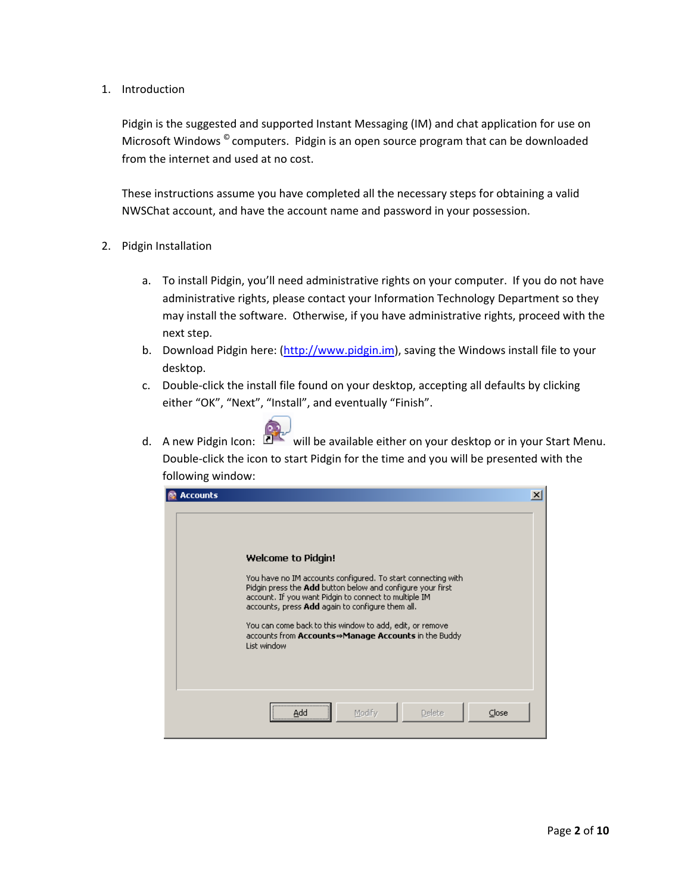1. Introduction

Pidgin is the suggested and supported Instant Messaging (IM) and chat application for use on Microsoft Windows © computers. Pidgin is an open source program that can be downloaded from the internet and used at no cost.

These instructions assume you have completed all the necessary steps for obtaining a valid NWSChat account, and have the account name and password in your possession.

2. Pidgin Installation

   a. To install Pidgin, you'll need administrative rights on your computer. If you do not have administrative rights, please contact your Information Technology Department so they may install the software. Otherwise, if you have administrative rights, proceed with the next step.
   b. Download Pidgin here: (http://www.pidgin.im), saving the Windows install file to your desktop.
   c. Double-click the install file found on your desktop, accepting all defaults by clicking either "OK", "Next", "Install", and eventually "Finish".
   d. A new Pidgin Icon: will be available either on your desktop or in your Start Menu. Double-click the icon to start Pidgin for the time and you will be presented with the following window:

Accounts

**Welcome to Pidgin!**

You have no IM accounts configured. To start connecting with Pidgin press the **Add** button below and configure your first account. If you want Pidgin to connect to multiple IM accounts, press **Add** again to configure them all.

You can come back to this window to add, edit, or remove accounts from **Accounts⇒Manage Accounts** in the Buddy List window

Add | Modify | Delete | Close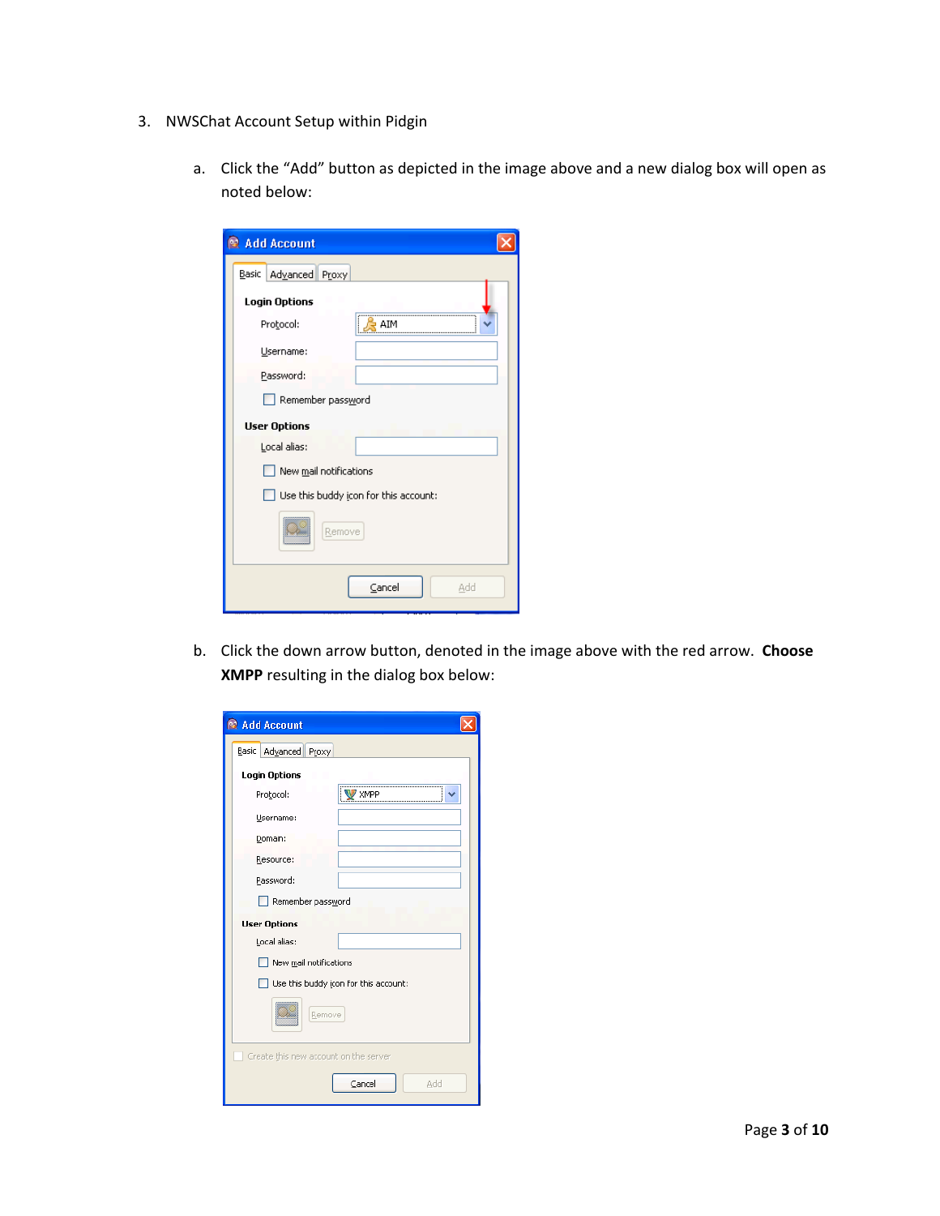3. NWSChat Account Setup within Pidgin

   a. Click the "Add" button as depicted in the image above and a new dialog box will open as noted below:

   b. Click the down arrow button, denoted in the image above with the red arrow. **Choose XMPP** resulting in the dialog box below: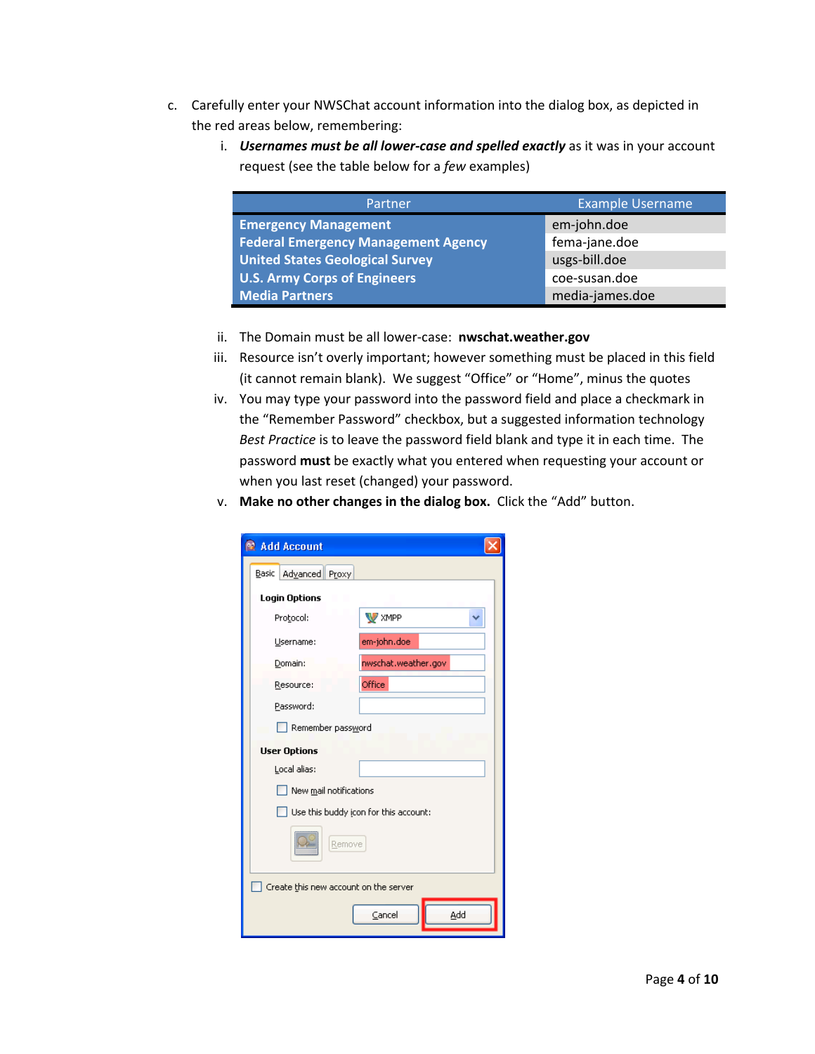c. Carefully enter your NWSChat account information into the dialog box, as depicted in the red areas below, remembering:

   i. ***Usernames must be all lower-case and spelled exactly*** as it was in your account request (see the table below for a *few* examples)

| Partner | Example Username |
|---|---|
| **Emergency Management** | em-john.doe |
| **Federal Emergency Management Agency** | fema-jane.doe |
| **United States Geological Survey** | usgs-bill.doe |
| **U.S. Army Corps of Engineers** | coe-susan.doe |
| **Media Partners** | media-james.doe |

   ii. The Domain must be all lower-case: **nwschat.weather.gov**

   iii. Resource isn't overly important; however something must be placed in this field (it cannot remain blank). We suggest "Office" or "Home", minus the quotes

   iv. You may type your password into the password field and place a checkmark in the "Remember Password" checkbox, but a suggested information technology *Best Practice* is to leave the password field blank and type it in each time. The password **must** be exactly what you entered when requesting your account or when you last reset (changed) your password.

   v. **Make no other changes in the dialog box.** Click the "Add" button.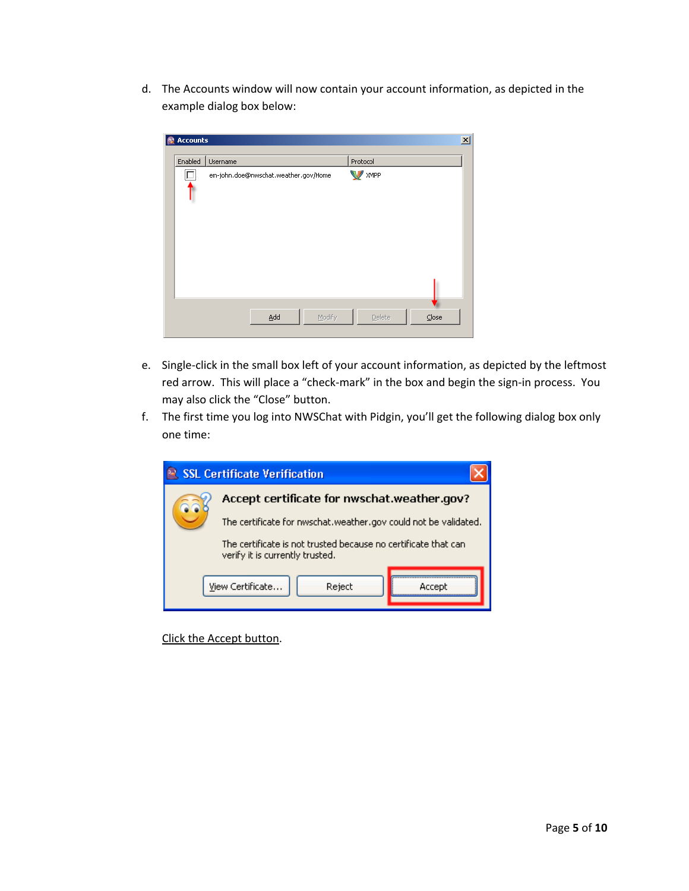d. The Accounts window will now contain your account information, as depicted in the example dialog box below:

e. Single-click in the small box left of your account information, as depicted by the leftmost red arrow. This will place a "check-mark" in the box and begin the sign-in process. You may also click the "Close" button.

f. The first time you log into NWSChat with Pidgin, you'll get the following dialog box only one time:

Click the Accept button.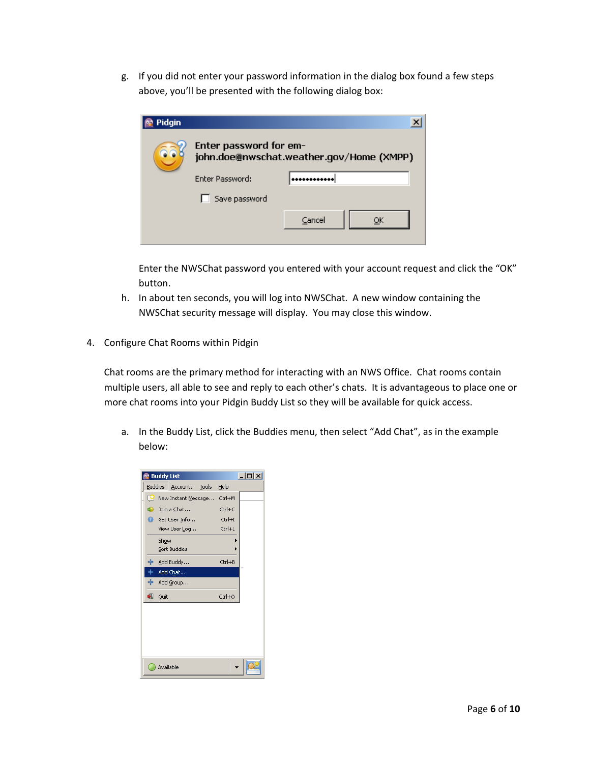g. If you did not enter your password information in the dialog box found a few steps above, you'll be presented with the following dialog box:

   Enter the NWSChat password you entered with your account request and click the "OK" button.

h. In about ten seconds, you will log into NWSChat. A new window containing the NWSChat security message will display. You may close this window.

4. Configure Chat Rooms within Pidgin

   Chat rooms are the primary method for interacting with an NWS Office. Chat rooms contain multiple users, all able to see and reply to each other's chats. It is advantageous to place one or more chat rooms into your Pidgin Buddy List so they will be available for quick access.

   a. In the Buddy List, click the Buddies menu, then select "Add Chat", as in the example below: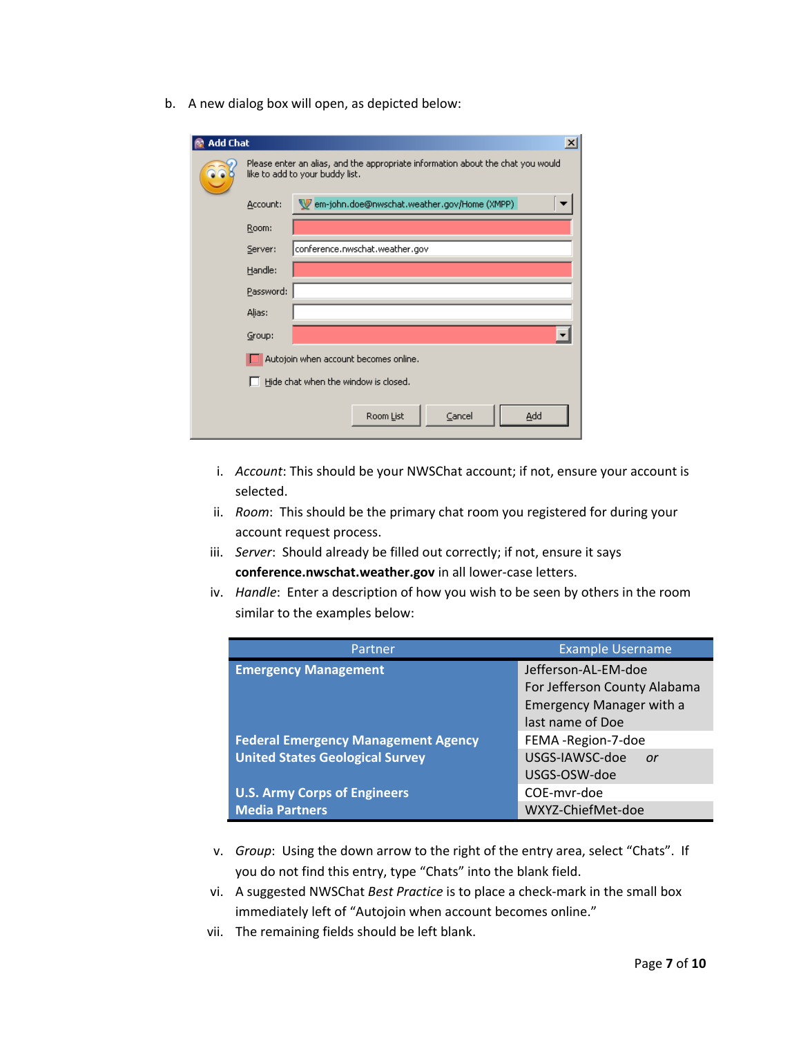b. A new dialog box will open, as depicted below:

i. *Account*: This should be your NWSChat account; if not, ensure your account is selected.

ii. *Room*: This should be the primary chat room you registered for during your account request process.

iii. *Server*: Should already be filled out correctly; if not, ensure it says **conference.nwschat.weather.gov** in all lower-case letters.

iv. *Handle*: Enter a description of how you wish to be seen by others in the room similar to the examples below:

| Partner | Example Username |
|---|---|
| **Emergency Management** | Jefferson-AL-EM-doe For Jefferson County Alabama Emergency Manager with a last name of Doe |
| **Federal Emergency Management Agency** | FEMA -Region-7-doe |
| **United States Geological Survey** | USGS-IAWSC-doe *or* USGS-OSW-doe |
| **U.S. Army Corps of Engineers** | COE-mvr-doe |
| **Media Partners** | WXYZ-ChiefMet-doe |

v. *Group*: Using the down arrow to the right of the entry area, select "Chats". If you do not find this entry, type "Chats" into the blank field.

vi. A suggested NWSChat *Best Practice* is to place a check-mark in the small box immediately left of "Autojoin when account becomes online."

vii. The remaining fields should be left blank.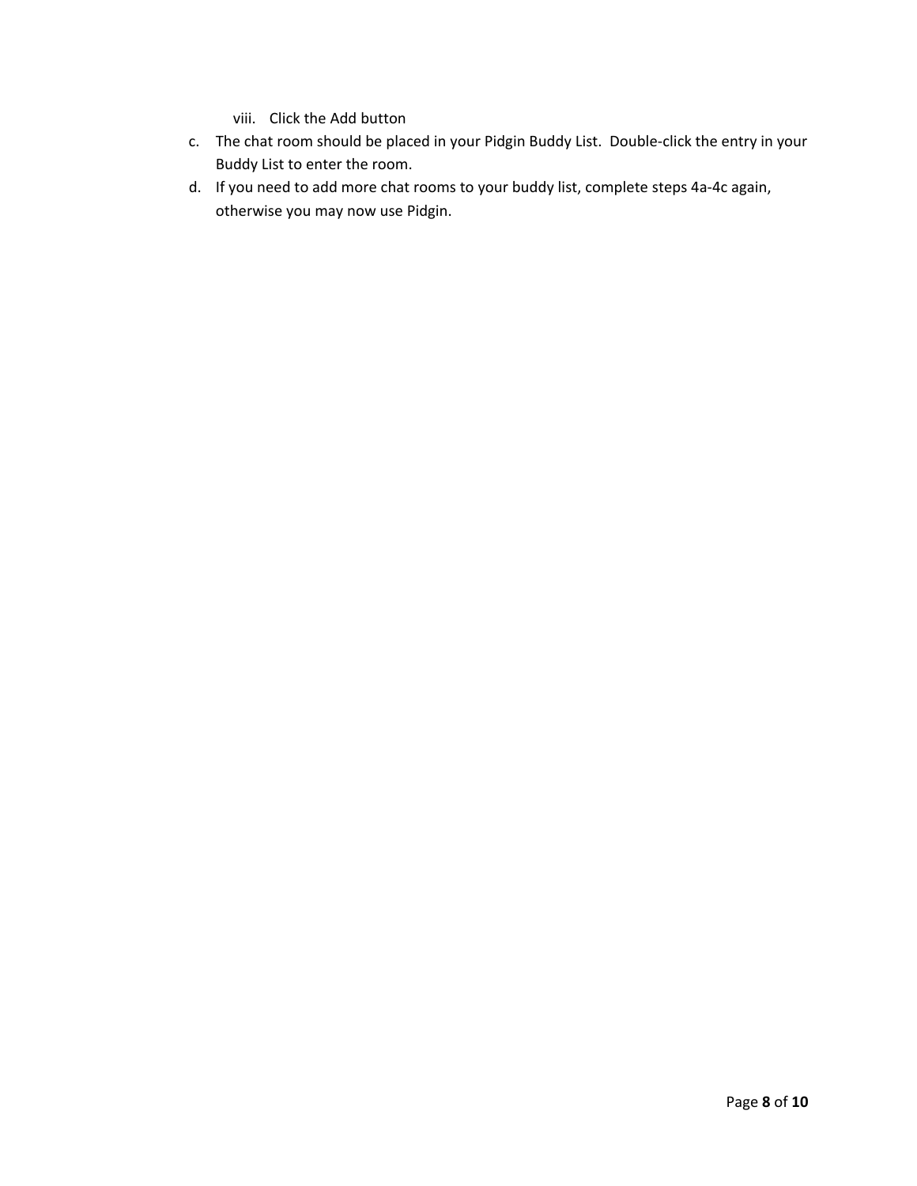viii. Click the Add button

c. The chat room should be placed in your Pidgin Buddy List. Double-click the entry in your Buddy List to enter the room.
d. If you need to add more chat rooms to your buddy list, complete steps 4a-4c again, otherwise you may now use Pidgin.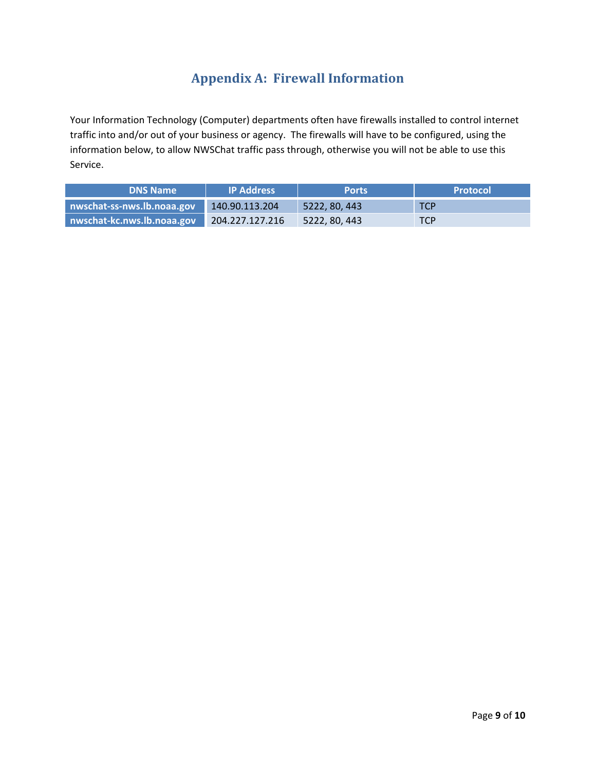# Appendix A: Firewall Information

Your Information Technology (Computer) departments often have firewalls installed to control internet traffic into and/or out of your business or agency. The firewalls will have to be configured, using the information below, to allow NWSChat traffic pass through, otherwise you will not be able to use this Service.

| DNS Name | IP Address | Ports | Protocol |
|---|---|---|---|
| **nwschat-ss-nws.lb.noaa.gov** | 140.90.113.204 | 5222, 80, 443 | TCP |
| **nwschat-kc.nws.lb.noaa.gov** | 204.227.127.216 | 5222, 80, 443 | TCP |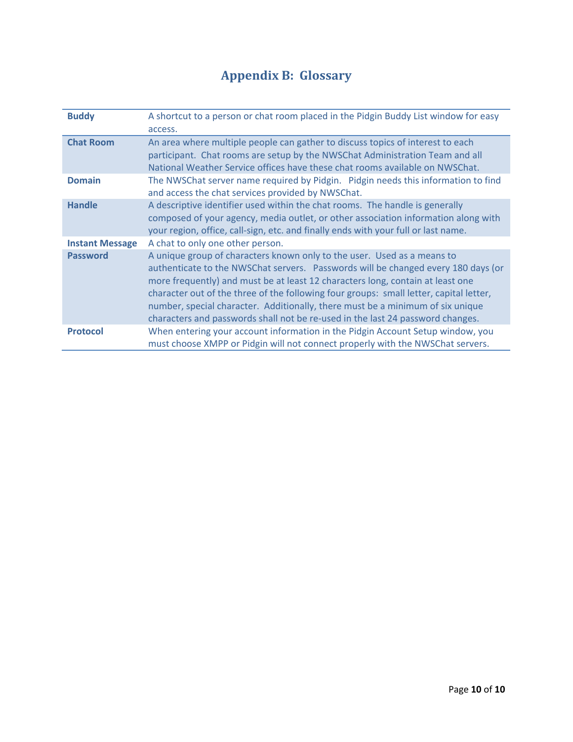# Appendix B: Glossary

| | |
|---|---|
| **Buddy** | A shortcut to a person or chat room placed in the Pidgin Buddy List window for easy access. |
| **Chat Room** | An area where multiple people can gather to discuss topics of interest to each participant. Chat rooms are setup by the NWSChat Administration Team and all National Weather Service offices have these chat rooms available on NWSChat. |
| **Domain** | The NWSChat server name required by Pidgin. Pidgin needs this information to find and access the chat services provided by NWSChat. |
| **Handle** | A descriptive identifier used within the chat rooms. The handle is generally composed of your agency, media outlet, or other association information along with your region, office, call-sign, etc. and finally ends with your full or last name. |
| **Instant Message** | A chat to only one other person. |
| **Password** | A unique group of characters known only to the user. Used as a means to authenticate to the NWSChat servers. Passwords will be changed every 180 days (or more frequently) and must be at least 12 characters long, contain at least one character out of the three of the following four groups: small letter, capital letter, number, special character. Additionally, there must be a minimum of six unique characters and passwords shall not be re-used in the last 24 password changes. |
| **Protocol** | When entering your account information in the Pidgin Account Setup window, you must choose XMPP or Pidgin will not connect properly with the NWSChat servers. |